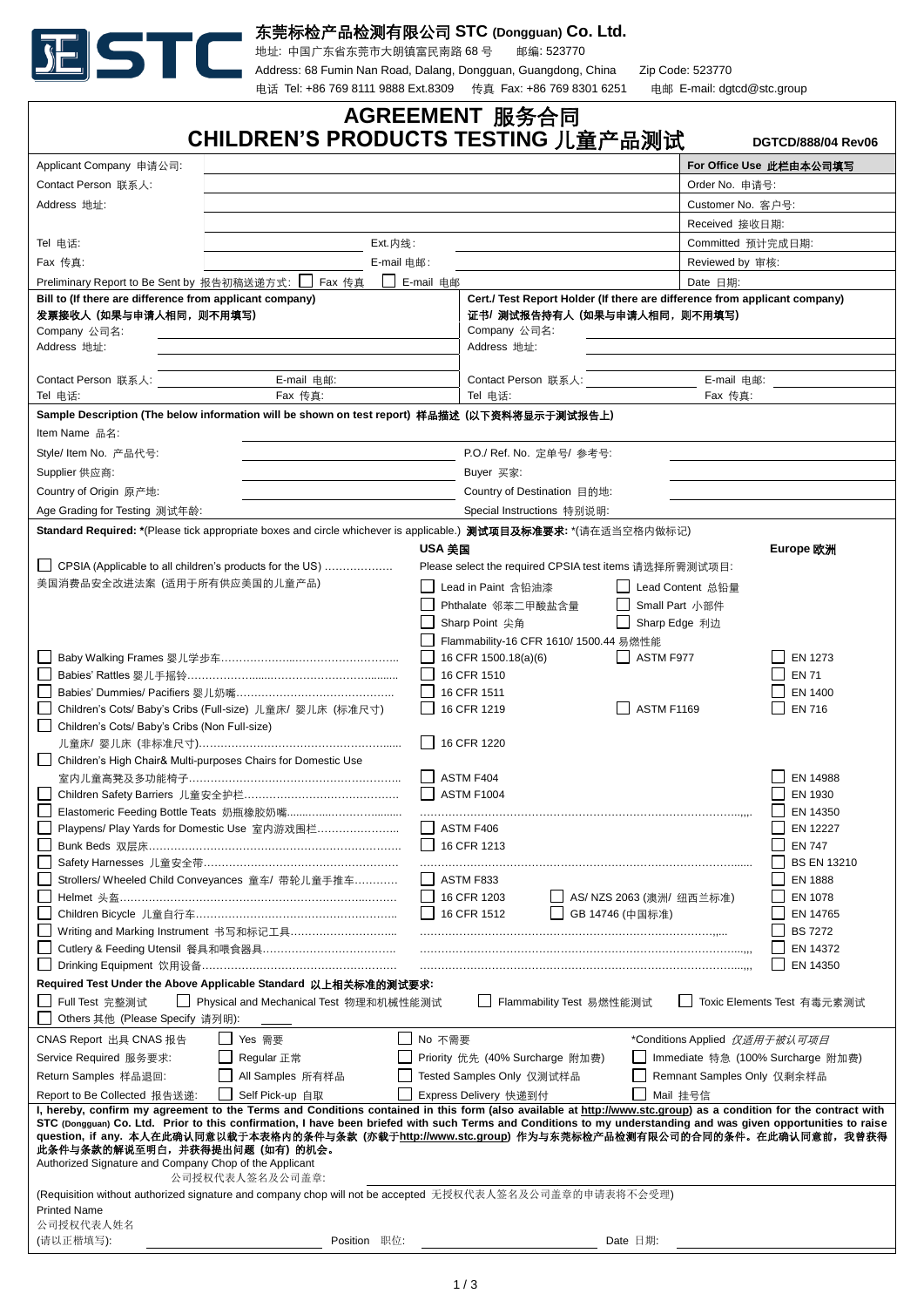**东莞标检产品检测有限公司 STC (Dongguan) Co. Ltd.**

地址: 中国广东省东莞市大朗镇富民南路 68 号　　邮编: 523770

Address: 68 Fumin Nan Road, Dalang, Dongguan, Guangdong, China　　Zip Code: 523770

电话 Tel: +86 769 8111 9888 Ext.8309　　传真 Fax: +86 769 8301 6251　　电邮 E-mail: dgtcd@stc.group

# AGREEMENT 服务合同
# CHILDREN'S PRODUCTS TESTING 儿童产品测试

DGTCD/888/04 Rev06

| | | |
|---|---|---|
| Applicant Company 申请公司: | | **For Office Use 此栏由本公司填写** |
| Contact Person 联系人: | | Order No. 申请号: |
| Address 地址: | | Customer No. 客户号: |
| | | Received 接收日期: |
| Tel 电话: | Ext.内线: | Committed 预计完成日期: |
| Fax 传真: | E-mail 电邮: | Reviewed by 审核: |
| Preliminary Report to Be Sent by 报告初稿送递方式: ☐ Fax 传真 ☐ E-mail 电邮 | | Date 日期: |

| **Bill to (If there are difference from applicant company)**<br>**发票接收人 (如果与申请人相同，则不用填写)** | **Cert./ Test Report Holder (If there are difference from applicant company)**<br>**证书/ 测试报告持有人 (如果与申请人相同，则不用填写)** |
|---|---|
| Company 公司名: | Company 公司名: |
| Address 地址: | Address 地址: |
| Contact Person 联系人:　　E-mail 电邮: | Contact Person 联系人:　　E-mail 电邮: |
| Tel 电话:　　Fax 传真: | Tel 电话:　　Fax 传真: |

**Sample Description (The below information will be shown on test report) 样品描述 (以下资料将显示于测试报告上)**

| | | | |
|---|---|---|---|
| Item Name 品名: | | | |
| Style/ Item No. 产品代号: | | P.O./ Ref. No. 定单号/ 参考号: | |
| Supplier 供应商: | | Buyer 买家: | |
| Country of Origin 原产地: | | Country of Destination 目的地: | |
| Age Grading for Testing 测试年龄: | | Special Instructions 特别说明: | |

**Standard Required:** *(Please tick appropriate boxes and circle whichever is applicable.) **测试项目及标准要求:** *(请在适当空格内做标记)

| | USA 美国 | | Europe 欧洲 |
|---|---|---|---|
| ☐ CPSIA (Applicable to all children's products for the US) ………………<br>美国消费品安全改进法案 (适用于所有供应美国的儿童产品) | Please select the required CPSIA test items 请选择所需测试项目:<br>☐ Lead in Paint 含铅油漆　☐ Lead Content 总铅量<br>☐ Phthalate 邻苯二甲酸盐含量　☐ Small Part 小部件<br>☐ Sharp Point 尖角　☐ Sharp Edge 利边<br>☐ Flammability-16 CFR 1610/ 1500.44 易燃性能 | | |
| ☐ Baby Walking Frames 婴儿学步车………… | ☐ 16 CFR 1500.18(a)(6) | ☐ ASTM F977 | ☐ EN 1273 |
| ☐ Babies' Rattles 婴儿手摇铃………… | ☐ 16 CFR 1510 | | ☐ EN 71 |
| ☐ Babies' Dummies/ Pacifiers 婴儿奶嘴………… | ☐ 16 CFR 1511 | | ☐ EN 1400 |
| ☐ Children's Cots/ Baby's Cribs (Full-size) 儿童床/ 婴儿床 (标准尺寸) | ☐ 16 CFR 1219 | ☐ ASTM F1169 | ☐ EN 716 |
| ☐ Children's Cots/ Baby's Cribs (Non Full-size)<br>儿童床/ 婴儿床 (非标准尺寸)………… | ☐ 16 CFR 1220 | | |
| ☐ Children's High Chair& Multi-purposes Chairs for Domestic Use<br>室内儿童高凳及多功能椅子………… | ☐ ASTM F404 | | ☐ EN 14988 |
| ☐ Children Safety Barriers 儿童安全护栏………… | ☐ ASTM F1004 | | ☐ EN 1930 |
| ☐ Elastomeric Feeding Bottle Teats 奶瓶橡胶奶嘴………… | ………… | | ☐ EN 14350 |
| ☐ Playpens/ Play Yards for Domestic Use 室内游戏围栏………… | ☐ ASTM F406 | | ☐ EN 12227 |
| ☐ Bunk Beds 双层床………… | ☐ 16 CFR 1213 | | ☐ EN 747 |
| ☐ Safety Harnesses 儿童安全带………… | ………… | | ☐ BS EN 13210 |
| ☐ Strollers/ Wheeled Child Conveyances 童车/ 带轮儿童手推车………… | ☐ ASTM F833 | | ☐ EN 1888 |
| ☐ Helmet 头盔………… | ☐ 16 CFR 1203 | ☐ AS/ NZS 2063 (澳洲/ 纽西兰标准) | ☐ EN 1078 |
| ☐ Children Bicycle 儿童自行车………… | ☐ 16 CFR 1512 | ☐ GB 14746 (中国标准) | ☐ EN 14765 |
| ☐ Writing and Marking Instrument 书写和标记工具………… | ………… | | ☐ BS 7272 |
| ☐ Cutlery & Feeding Utensil 餐具和喂食器具………… | ………… | | ☐ EN 14372 |
| ☐ Drinking Equipment 饮用设备………… | ………… | | ☐ EN 14350 |

**Required Test Under the Above Applicable Standard 以上相关标准的测试要求:**

☐ Full Test 完整测试　☐ Physical and Mechanical Test 物理和机械性能测试　☐ Flammability Test 易燃性能测试　☐ Toxic Elements Test 有毒元素测试

☐ Others 其他 (Please Specify 请列明):

| | | | |
|---|---|---|---|
| CNAS Report 出具 CNAS 报告 | ☐ Yes 需要 | ☐ No 不需要 | *Conditions Applied *仅适用于被认可项目* |
| Service Required 服务要求: | ☐ Regular 正常 | ☐ Priority 优先 (40% Surcharge 附加费) | ☐ Immediate 特急 (100% Surcharge 附加费) |
| Return Samples 样品退回: | ☐ All Samples 所有样品 | ☐ Tested Samples Only 仅测试样品 | ☐ Remnant Samples Only 仅剩余样品 |
| Report to Be Collected 报告送递: | ☐ Self Pick-up 自取 | ☐ Express Delivery 快递到付 | ☐ Mail 挂号信 |

**I, hereby, confirm my agreement to the Terms and Conditions contained in this form (also available at http://www.stc.group) as a condition for the contract with STC (Dongguan) Co. Ltd. Prior to this confirmation, I have been briefed with such Terms and Conditions to my understanding and was given opportunities to raise question, if any. 本人在此确认同意以载于本表格内的条件与条款 (亦载于http://www.stc.group) 作为与东莞标检产品检测有限公司的合同的条件。在此确认同意前，我曾获得此条件与条款的解说至明白，并获得提出问题 (如有) 的机会。**

Authorized Signature and Company Chop of the Applicant
公司授权代表人签名及公司盖章:

(Requisition without authorized signature and company chop will not be accepted 无授权代表人签名及公司盖章的申请表将不会受理)

Printed Name
公司授权代表人姓名
(请以正楷填写):　　Position 职位:　　Date 日期: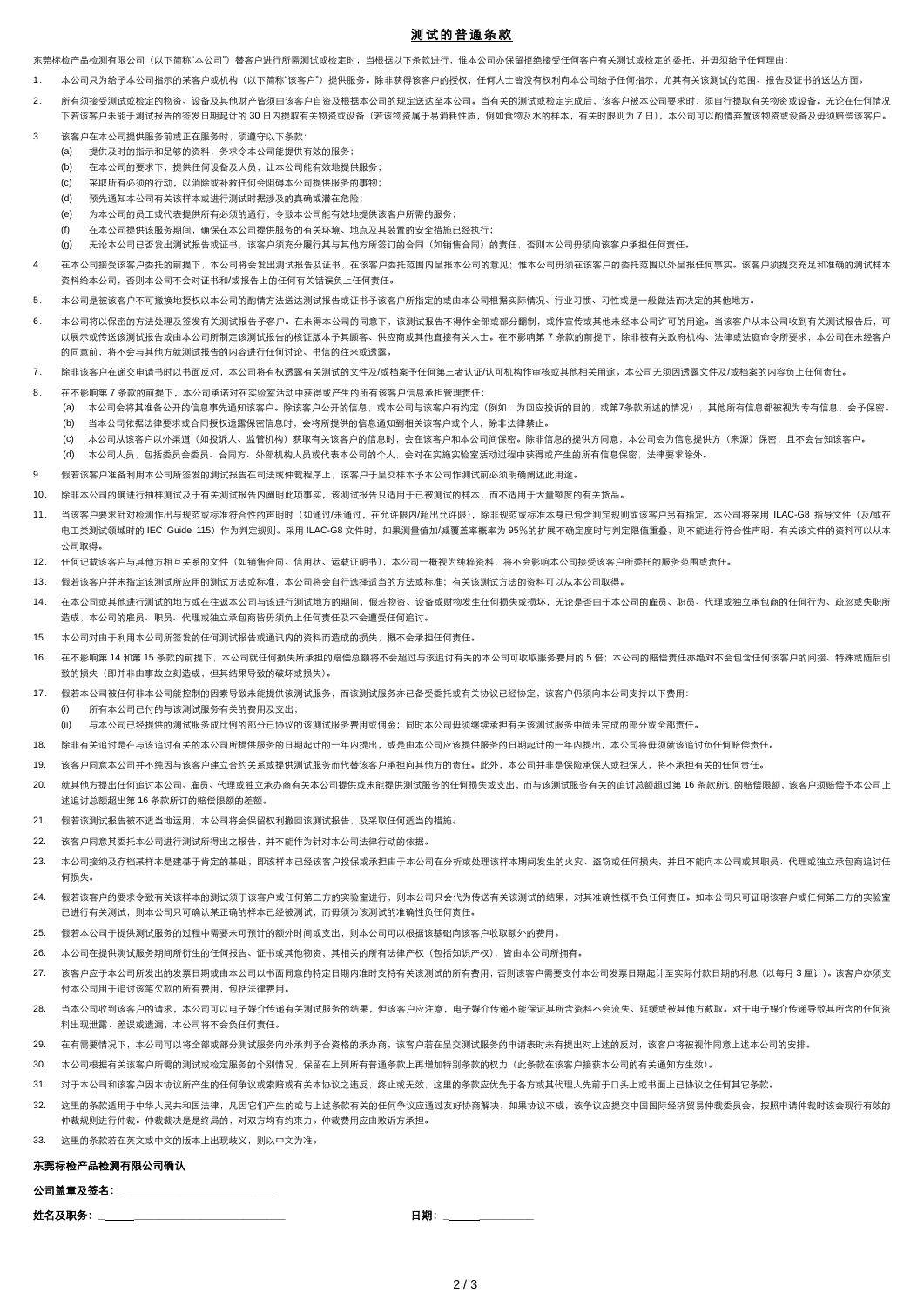# 测试的普通条款

东莞标检产品检测有限公司（以下简称"本公司"）替客户进行所需测试或检定时，当根据以下条款进行，惟本公司亦保留拒绝接受任何客户有关测试或检定的委托，并毋须给予任何理由：

1. 本公司只为给予本公司指示的某客户或机构（以下简称"该客户"）提供服务。除非获得该客户的授权，任何人士皆没有权利向本公司给予任何指示，尤其有关该测试的范围、报告及证书的送达方面。

2. 所有须接受测试或检定的物资、设备及其他财产皆须由该客户自资及根据本公司的规定送达至本公司。当有关的测试或检定完成后，该客户被本公司要求时，须自行提取有关物资或设备。无论在任何情况下若该客户未能于测试报告的签发日期起计的 30 日内提取有关物资或设备（若该物资属于易消耗性质，例如食物及水的样本，有关时限则为 7 日），本公司可以酌情弃置该物资或设备及毋须赔偿该客户。

3. 该客户在本公司提供服务前或正在服务时，须遵守以下条款：
   (a) 提供及时的指示和足够的资料，务求令本公司能提供有效的服务；
   (b) 在本公司的要求下，提供任何设备及人员，让本公司能有效地提供服务；
   (c) 采取所有必须的行动，以消除或补救任何会阻碍本公司提供服务的事物；
   (d) 预先通知本公司有关该样本或进行测试时据涉及的真确或潜在危险；
   (e) 为本公司的员工或代表提供所有必须的通行，令致本公司能有效地提供该客户所需的服务；
   (f) 在本公司提供该服务期间，确保在本公司提供服务的有关环境、地点及其装置的安全措施已经执行；
   (g) 无论本公司已否发出测试报告或证书，该客户须充分履行其与其他方所签订的合同（如销售合同）的责任，否则本公司毋须向该客户承担任何责任。

4. 在本公司接受该客户委托的前提下，本公司将会发出测试报告及证书，在该客户委托范围内呈报本公司的意见；惟本公司毋须在该客户的委托范围以外呈报任何事实。该客户须提交充足和准确的测试样本资料给本公司，否则本公司不会对证书和/或报告上的任何有关错误负上任何责任。

5. 本公司是被该客户不可撤换地授权以本公司的酌情方法送达测试报告或证书予该客户所指定的或由本公司根据实际情况、行业习惯、习性或是一般做法而决定的其他地方。

6. 本公司将以保密的方法处理及签发有关测试报告予客户。在未得本公司的同意下，该测试报告不得作全部或部分翻制，或作宣传或其他未经本公司许可的用途。当该客户从本公司收到有关测试报告后，可以展示或传送该测试报告或由本公司所制定该测试报告的核证版本予其顾客、供应商或其他直接有关人士。在不影响第 7 条款的前提下，除非被有关政府机构、法律或法庭命令所要求，本公司在未经客户的同意前，将不会与其他方就测试报告的内容进行任何讨论、书信的往来或透露。

7. 除非该客户在递交申请书时以书面反对，本公司将有权透露有关测试的文件及/或档案予任何第三者认证/认可机构作审核或其他相关用途。本公司无须因透露文件及/或档案的内容负上任何责任。

8. 在不影响第 7 条款的前提下，本公司承诺对在实验室活动中获得或产生的所有该客户信息承担管理责任：
   (a) 本公司会将其准备公开的信息事先通知该客户。除该客户公开的信息，或本公司与该客户有约定（例如：为回应投诉的目的，或第7条款所述的情况），其他所有信息都被视为专有信息，会予保密。
   (b) 当本公司依据法律要求或合同授权透露保密信息时，会将所提供的信息通知到相关该客户或个人，除非法律禁止。
   (c) 本公司从该客户以外渠道（如投诉人、监管机构）获取有关该客户的信息时，会在该客户和本公司间保密。除非信息的提供方同意，本公司会为信息提供方（来源）保密，且不会告知该客户。
   (d) 本公司人员，包括委员会委员、合同方、外部机构人员或代表本公司的个人，会对在实施实验室活动过程中获得或产生的所有信息保密，法律要求除外。

9. 假若该客户准备利用本公司所签发的测试报告在司法或仲裁程序上，该客户于呈交样本予本公司作测试前必须明确阐述此用途。

10. 除非本公司的确进行抽样测试及于有关测试报告内阐明此项事实，该测试报告只适用于已被测试的样本，而不适用于大量额度的有关货品。

11. 当该客户要求针对检测作出与规范或标准符合性的声明时（如通过/未通过，在允许限内/超出允许限），除非规范或标准本身已包含判定规则或该客户另有指定，本公司将采用 ILAC-G8 指导文件（及/或在电工类测试领域时的 IEC Guide 115）作为判定规则。采用 ILAC-G8 文件时，如果测量值加/减覆盖率概率为 95%的扩展不确定度时与判定限值重叠，则不能进行符合性声明。有关该文件的资料可以从本公司取得。

12. 任何记载该客户与其他方相互关系的文件（如销售合同、信用状、运载证明书），本公司一概视为纯粹资料，将不会影响本公司接受该客户所委托的服务范围或责任。

13. 假若该客户并未指定该测试所应用的测试方法或标准，本公司将会自行选择适当的方法或标准；有关该测试方法的资料可以从本公司取得。

14. 在本公司或其他进行测试的地方或在往返本公司与该进行测试地方的期间，假若物资、设备或财物发生任何损失或损坏，无论是否由于本公司的雇员、职员、代理或独立承包商的任何行为、疏忽或失职所造成，本公司的雇员、职员、代理或独立承包商皆毋须负上任何责任及不会遭受任何追讨。

15. 本公司对由于利用本公司所签发的任何测试报告或通讯内的资料而造成的损失，概不会承担任何责任。

16. 在不影响第 14 和第 15 条款的前提下，本公司就任何损失所承担的赔偿总额将不会超过与该追讨有关的本公司可收取服务费用的 5 倍；本公司的赔偿责任亦绝对不会包含任何该客户的间接、特殊或随后引致的损失（即并非由事故立刻造成，但其结果导致的破坏或损失）。

17. 假若本公司被任何非本公司能控制的因素导致未能提供该测试服务，而该测试服务亦已备受委托或有关协议已经协定，该客户仍须向本公司支持以下费用：
   (i) 所有本公司已付的与该测试服务有关的费用及支出；
   (ii) 与本公司已经提供的测试服务成比例的部分已协议的该测试服务费用或佣金；同时本公司毋须继续承担有关该测试服务中尚未完成的部分或全部责任。

18. 除非有关追讨是在与该追讨有关的本公司所提供服务的日期起计的一年内提出，或是由本公司应该提供服务的日期起计的一年内提出，本公司将毋须就该追讨负任何赔偿责任。

19. 该客户同意本公司并不纯因与该客户建立合约关系或提供测试服务而代替该客户承担向其他方的责任。此外，本公司并非是保险承保人或担保人，将不承担有关的任何责任。

20. 就其他方提出任何追讨本公司、雇员、代理或独立承办商有关本公司提供或未能提供测试服务的任何损失或支出，而与该测试服务有关的追讨总额超过第 16 条款所订的赔偿限额，该客户须赔偿予本公司上述追讨总额超出第 16 条款所订的赔偿限额的差额。

21. 假若该测试报告被不适当地运用，本公司将会保留权利撤回该测试报告，及采取任何适当的措施。

22. 该客户同意其委托本公司进行测试所得出之报告，并不能作为针对本公司法律行动的依据。

23. 本公司接纳及存档某样本是建基于肯定的基础，即该样本已经该客户投保或承担由于本公司在分析或处理该样本期间发生的火灾、盗窃或任何损失，并且不能向本公司或其职员、代理或独立承包商追讨任何损失。

24. 假若该客户的要求令致有关该样本的测试须于该客户或任何第三方的实验室进行，则本公司只会代为传送有关该测试的结果，对其准确性概不负任何责任。如本公司只可证明该客户或任何第三方的实验室已进行有关测试，则本公司只可确认某正确的样本已经被测试，而毋须为该测试的准确性负任何责任。

25. 假若本公司于提供测试服务的过程中需要未可预计的额外时间或支出，则本公司可以根据该基础向该客户收取额外的费用。

26. 本公司在提供测试服务期间所衍生的任何报告、证书或其他物资，其相关的所有法律产权（包括知识产权），皆由本公司所拥有。

27. 该客户应于本公司所发出的发票日期或由本公司以书面同意的特定日期内准时支持有关该测试的所有费用，否则该客户需要支付本公司发票日期起计至实际付款日期的利息（以每月 3 厘计）。该客户亦须支付本公司用于追讨该笔欠款的所有费用，包括法律费用。

28. 当本公司收到该客户的请求，本公司可以电子媒介传递有关测试服务的结果，但该客户应注意，电子媒介传递不能保证其所含资料不会流失、延缓或被其他方截取。对于电子媒介传递导致其所含的任何资料出现泄露、差误或遗漏，本公司将不会负任何责任。

29. 在有需要情况下，本公司可以将全部或部分测试服务向外承判予合资格的承办商，该客户若在呈交测试服务的申请表时未有提出对上述的反对，该客户将被视作同意上述本公司的安排。

30. 本公司根据有关该客户所需的测试或检定服务的个别情况，保留在上列所有普通条款上再增加特别条款的权力（此条款在该客户接获本公司的有关通知方生效）。

31. 对于本公司和该客户因本协议所产生的任何争议或索赔或有关本协议之违反，终止或无效，这里的条款应优先于各方或其代理人先前于口头上或书面上已协议之任何其它条款。

32. 这里的条款适用于中华人民共和国法律，凡因它们产生的或与上述条款有关的任何争议应通过友好协商解决，如果协议不成，该争议应提交中国国际经济贸易仲裁委员会，按照申请仲裁时该会现行有效的仲裁规则进行仲裁。仲裁裁决是终局的，对双方均有约束力。仲裁费用应由败诉方承担。

33. 这里的条款若在英文或中文的版本上出现歧义，则以中文为准。

**东莞标检产品检测有限公司确认**

**公司盖章及签名：** ____________________________

**姓名及职务：** ____________________________　　　　**日期：** ______________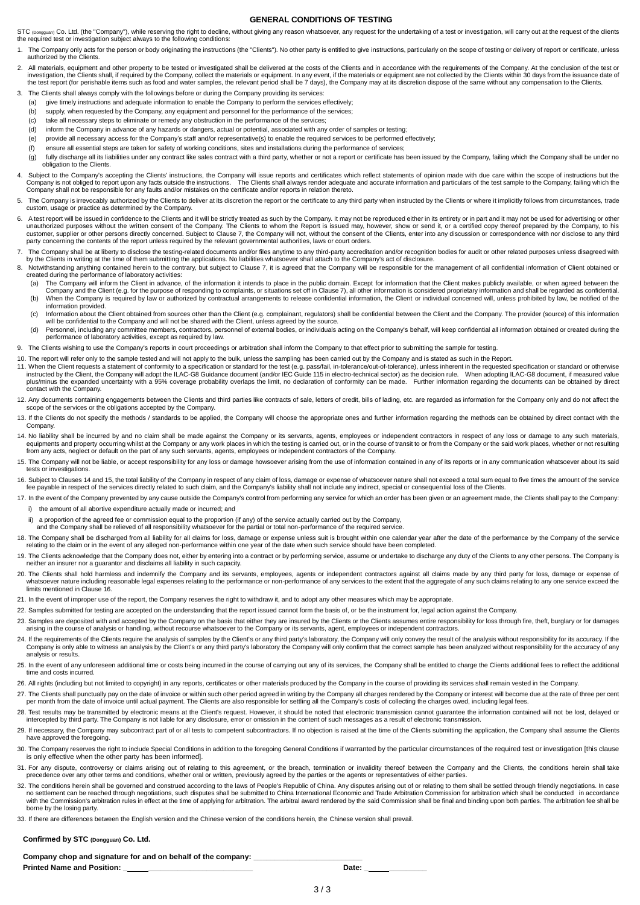# GENERAL CONDITIONS OF TESTING

STC (Dongguan) Co. Ltd. (the "Company"), while reserving the right to decline, without giving any reason whatsoever, any request for the undertaking of a test or investigation, will carry out at the request of the clients the required test or investigation subject always to the following conditions:

1. The Company only acts for the person or body originating the instructions (the "Clients"). No other party is entitled to give instructions, particularly on the scope of testing or delivery of report or certificate, unless authorized by the Clients.
2. All materials, equipment and other property to be tested or investigated shall be delivered at the costs of the Clients and in accordance with the requirements of the Company. At the conclusion of the test or investigation, the Clients shall, if required by the Company, collect the materials or equipment. In any event, if the materials or equipment are not collected by the Clients within 30 days from the issuance date of the test report (for perishable items such as food and water samples, the relevant period shall be 7 days), the Company may at its discretion dispose of the same without any compensation to the Clients.
3. The Clients shall always comply with the followings before or during the Company providing its services:
   - (a) give timely instructions and adequate information to enable the Company to perform the services effectively;
   - (b) supply, when requested by the Company, any equipment and personnel for the performance of the services;
   - (c) take all necessary steps to eliminate or remedy any obstruction in the performance of the services;
   - (d) inform the Company in advance of any hazards or dangers, actual or potential, associated with any order of samples or testing;
   - (e) provide all necessary access for the Company's staff and/or representative(s) to enable the required services to be performed effectively;
   - (f) ensure all essential steps are taken for safety of working conditions, sites and installations during the performance of services;
   - (g) fully discharge all its liabilities under any contract like sales contract with a third party, whether or not a report or certificate has been issued by the Company, failing which the Company shall be under no obligation to the Clients.
4. Subject to the Company's accepting the Clients' instructions, the Company will issue reports and certificates which reflect statements of opinion made with due care within the scope of instructions but the Company is not obliged to report upon any facts outside the instructions. The Clients shall always render adequate and accurate information and particulars of the test sample to the Company, failing which the Company shall not be responsible for any faults and/or mistakes on the certificate and/or reports in relation thereto.
5. The Company is irrevocably authorized by the Clients to deliver at its discretion the report or the certificate to any third party when instructed by the Clients or where it implicitly follows from circumstances, trade custom, usage or practice as determined by the Company.
6. A test report will be issued in confidence to the Clients and it will be strictly treated as such by the Company. It may not be reproduced either in its entirety or in part and it may not be used for advertising or other unauthorized purposes without the written consent of the Company. The Clients to whom the Report is issued may, however, show or send it, or a certified copy thereof prepared by the Company, to his customer, supplier or other persons directly concerned. Subject to Clause 7, the Company will not, without the consent of the Clients, enter into any discussion or correspondence with nor disclose to any third party concerning the contents of the report unless required by the relevant governmental authorities, laws or court orders.
7. The Company shall be at liberty to disclose the testing-related documents and/or files anytime to any third-party accreditation and/or recognition bodies for audit or other related purposes unless disagreed with by the Clients in writing at the time of them submitting the applications. No liabilities whatsoever shall attach to the Company's act of disclosure.
8. Notwithstanding anything contained herein to the contrary, but subject to Clause 7, it is agreed that the Company will be responsible for the management of all confidential information of Client obtained or created during the performance of laboratory activities:
   - (a) The Company will inform the Client in advance, of the information it intends to place in the public domain. Except for information that the Client makes publicly available, or when agreed between the Company and the Client (e.g. for the purpose of responding to complaints, or situations set off in Clause 7), all other information is considered proprietary information and shall be regarded as confidential.
   - (b) When the Company is required by law or authorized by contractual arrangements to release confidential information, the Client or individual concerned will, unless prohibited by law, be notified of the information provided.
   - (c) Information about the Client obtained from sources other than the Client (e.g. complainant, regulators) shall be confidential between the Client and the Company. The provider (source) of this information will be confidential to the Company and will not be shared with the Client, unless agreed by the source.
   - (d) Personnel, including any committee members, contractors, personnel of external bodies, or individuals acting on the Company's behalf, will keep confidential all information obtained or created during the performance of laboratory activities, except as required by law.
9. The Clients wishing to use the Company's reports in court proceedings or arbitration shall inform the Company to that effect prior to submitting the sample for testing.
10. The report will refer only to the sample tested and will not apply to the bulk, unless the sampling has been carried out by the Company and is stated as such in the Report.
11. When the Client requests a statement of conformity to a specification or standard for the test (e.g. pass/fail, in-tolerance/out-of-tolerance), unless inherent in the requested specification or standard or otherwise instructed by the Client, the Company will adopt the ILAC-G8 Guidance document (and/or IEC Guide 115 in electro-technical sector) as the decision rule. When adopting ILAC-G8 document, if measured value plus/minus the expanded uncertainty with a 95% coverage probability overlaps the limit, no declaration of conformity can be made. Further information regarding the documents can be obtained by direct contact with the Company.
12. Any documents containing engagements between the Clients and third parties like contracts of sale, letters of credit, bills of lading, etc. are regarded as information for the Company only and do not affect the scope of the services or the obligations accepted by the Company.
13. If the Clients do not specify the methods / standards to be applied, the Company will choose the appropriate ones and further information regarding the methods can be obtained by direct contact with the Company.
14. No liability shall be incurred by and no claim shall be made against the Company or its servants, agents, employees or independent contractors in respect of any loss or damage to any such materials, equipments and property occurring whilst at the Company or any work places in which the testing is carried out, or in the course of transit to or from the Company or the said work places, whether or not resulting from any acts, neglect or default on the part of any such servants, agents, employees or independent contractors of the Company.
15. The Company will not be liable, or accept responsibility for any loss or damage howsoever arising from the use of information contained in any of its reports or in any communication whatsoever about its said tests or investigations.
16. Subject to Clauses 14 and 15, the total liability of the Company in respect of any claim of loss, damage or expense of whatsoever nature shall not exceed a total sum equal to five times the amount of the service fee payable in respect of the services directly related to such claim, and the Company's liability shall not include any indirect, special or consequential loss of the Clients.
17. In the event of the Company prevented by any cause outside the Company's control from performing any service for which an order has been given or an agreement made, the Clients shall pay to the Company:
    - i) the amount of all abortive expenditure actually made or incurred; and
    - ii) a proportion of the agreed fee or commission equal to the proportion (if any) of the service actually carried out by the Company,

    and the Company shall be relieved of all responsibility whatsoever for the partial or total non-performance of the required service.
18. The Company shall be discharged from all liability for all claims for loss, damage or expense unless suit is brought within one calendar year after the date of the performance by the Company of the service relating to the claim or in the event of any alleged non-performance within one year of the date when such service should have been completed.
19. The Clients acknowledge that the Company does not, either by entering into a contract or by performing service, assume or undertake to discharge any duty of the Clients to any other persons. The Company is neither an insurer nor a guarantor and disclaims all liability in such capacity.
20. The Clients shall hold harmless and indemnify the Company and its servants, employees, agents or independent contractors against all claims made by any third party for loss, damage or expense of whatsoever nature including reasonable legal expenses relating to the performance or non-performance of any services to the extent that the aggregate of any such claims relating to any one service exceed the limits mentioned in Clause 16.
21. In the event of improper use of the report, the Company reserves the right to withdraw it, and to adopt any other measures which may be appropriate.
22. Samples submitted for testing are accepted on the understanding that the report issued cannot form the basis of, or be the instrument for, legal action against the Company.
23. Samples are deposited with and accepted by the Company on the basis that either they are insured by the Clients or the Clients assumes entire responsibility for loss through fire, theft, burglary or for damages arising in the course of analysis or handling, without recourse whatsoever to the Company or its servants, agent, employees or independent contractors.
24. If the requirements of the Clients require the analysis of samples by the Client's or any third party's laboratory, the Company will only convey the result of the analysis without responsibility for its accuracy. If the Company is only able to witness an analysis by the Client's or any third party's laboratory the Company will only confirm that the correct sample has been analyzed without responsibility for the accuracy of any analysis or results.
25. In the event of any unforeseen additional time or costs being incurred in the course of carrying out any of its services, the Company shall be entitled to charge the Clients additional fees to reflect the additional time and costs incurred.
26. All rights (including but not limited to copyright) in any reports, certificates or other materials produced by the Company in the course of providing its services shall remain vested in the Company.
27. The Clients shall punctually pay on the date of invoice or within such other period agreed in writing by the Company all charges rendered by the Company or interest will become due at the rate of three per cent per month from the date of invoice until actual payment. The Clients are also responsible for settling all the Company's costs of collecting the charges owed, including legal fees.
28. Test results may be transmitted by electronic means at the Client's request. However, it should be noted that electronic transmission cannot guarantee the information contained will not be lost, delayed or intercepted by third party. The Company is not liable for any disclosure, error or omission in the content of such messages as a result of electronic transmission.
29. If necessary, the Company may subcontract part of or all tests to competent subcontractors. If no objection is raised at the time of the Clients submitting the application, the Company shall assume the Clients have approved the foregoing.
30. The Company reserves the right to include Special Conditions in addition to the foregoing General Conditions if warranted by the particular circumstances of the required test or investigation [this clause is only effective when the other party has been informed].
31. For any dispute, controversy or claims arising out of relating to this agreement, or the breach, termination or invalidity thereof between the Company and the Clients, the conditions herein shall take precedence over any other terms and conditions, whether oral or written, previously agreed by the parties or the agents or representatives of either parties.
32. The conditions herein shall be governed and construed according to the laws of People's Republic of China. Any disputes arising out of or relating to them shall be settled through friendly negotiations. In case no settlement can be reached through negotiations, such disputes shall be submitted to China International Economic and Trade Arbitration Commission for arbitration which shall be conducted in accordance with the Commission's arbitration rules in effect at the time of applying for arbitration. The arbitral award rendered by the said Commission shall be final and binding upon both parties. The arbitration fee shall be borne by the losing party.
33. If there are differences between the English version and the Chinese version of the conditions herein, the Chinese version shall prevail.

**Confirmed by STC (Dongguan) Co. Ltd.**

**Company chop and signature for and on behalf of the company:** ________________________

**Printed Name and Position:** ________________________ **Date:** ______________